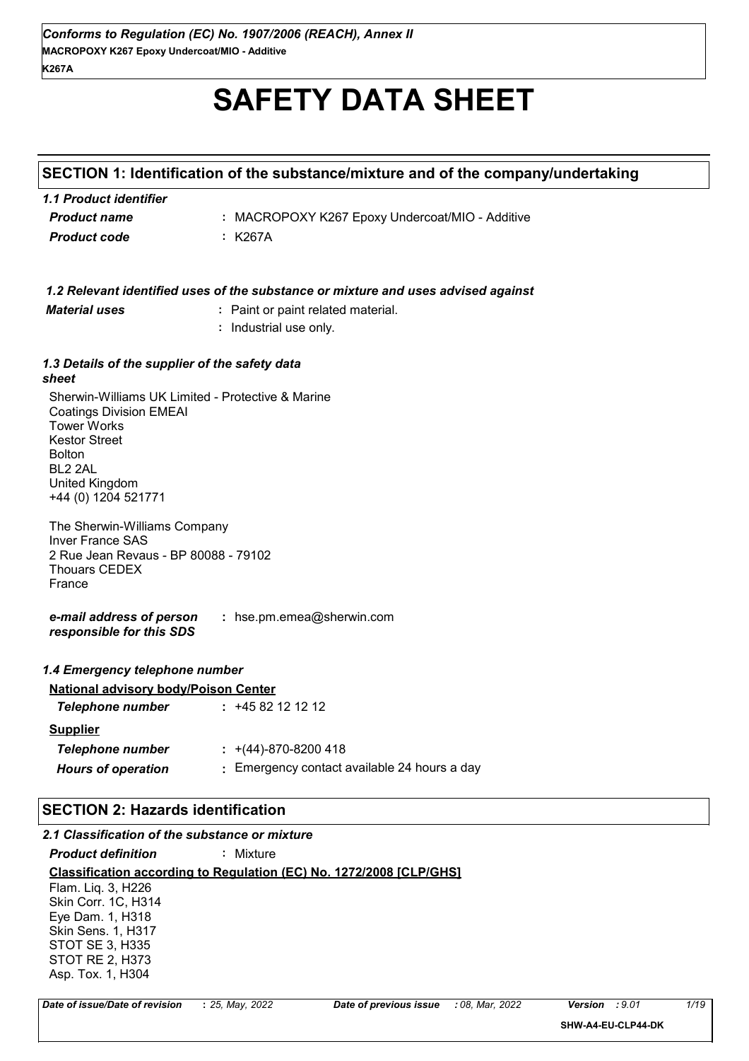# SAFETY DATA SHEET

## SECTION 1: Identification of the substance/mixture and of the company/undertaking

### 1.1 Product identifier

***Product name*** : MACROPOXY K267 Epoxy Undercoat/MIO - Additive

***Product code*** : K267A

### 1.2 Relevant identified uses of the substance or mixture and uses advised against

***Material uses*** : Paint or paint related material.
: Industrial use only.

### 1.3 Details of the supplier of the safety data sheet

Sherwin-Williams UK Limited - Protective & Marine
Coatings Division EMEAI
Tower Works
Kestor Street
Bolton
BL2 2AL
United Kingdom
+44 (0) 1204 521771

The Sherwin-Williams Company
Inver France SAS
2 Rue Jean Revaus - BP 80088 - 79102
Thouars CEDEX
France

***e-mail address of person responsible for this SDS*** : hse.pm.emea@sherwin.com

### 1.4 Emergency telephone number

**National advisory body/Poison Center**

***Telephone number*** : +45 82 12 12 12

**Supplier**

***Telephone number*** : +(44)-870-8200 418

***Hours of operation*** : Emergency contact available 24 hours a day

## SECTION 2: Hazards identification

### 2.1 Classification of the substance or mixture

***Product definition*** : Mixture

**Classification according to Regulation (EC) No. 1272/2008 [CLP/GHS]**

Flam. Liq. 3, H226
Skin Corr. 1C, H314
Eye Dam. 1, H318
Skin Sens. 1, H317
STOT SE 3, H335
STOT RE 2, H373
Asp. Tox. 1, H304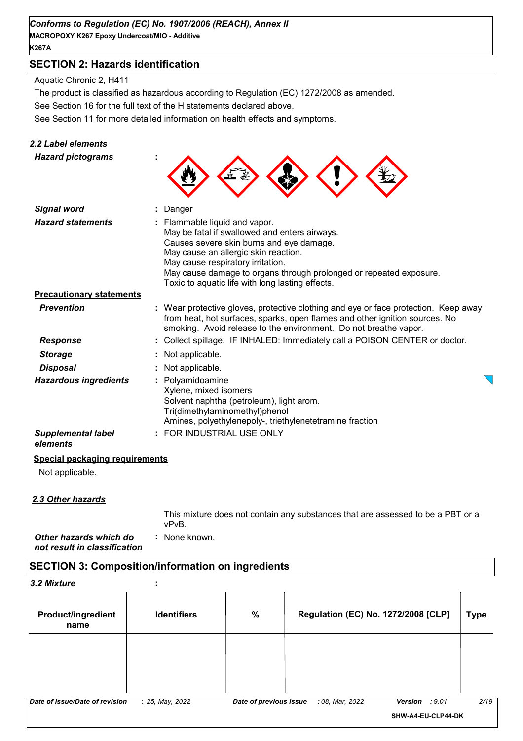## SECTION 2: Hazards identification

Aquatic Chronic 2, H411

The product is classified as hazardous according to Regulation (EC) 1272/2008 as amended.

See Section 16 for the full text of the H statements declared above.

See Section 11 for more detailed information on health effects and symptoms.

### *2.2 Label elements*

***Hazard pictograms*** :

***Signal word*** : Danger

***Hazard statements*** : Flammable liquid and vapor.
May be fatal if swallowed and enters airways.
Causes severe skin burns and eye damage.
May cause an allergic skin reaction.
May cause respiratory irritation.
May cause damage to organs through prolonged or repeated exposure.
Toxic to aquatic life with long lasting effects.

**Precautionary statements**

***Prevention*** : Wear protective gloves, protective clothing and eye or face protection. Keep away from heat, hot surfaces, sparks, open flames and other ignition sources. No smoking. Avoid release to the environment. Do not breathe vapor.

***Response*** : Collect spillage. IF INHALED: Immediately call a POISON CENTER or doctor.

***Storage*** : Not applicable.

***Disposal*** : Not applicable.

***Hazardous ingredients*** : Polyamidoamine
Xylene, mixed isomers
Solvent naphtha (petroleum), light arom.
Tri(dimethylaminomethyl)phenol
Amines, polyethylenepoly-, triethylenetetramine fraction

***Supplemental label elements*** : FOR INDUSTRIAL USE ONLY

**Special packaging requirements**

Not applicable.

### *2.3 Other hazards*

This mixture does not contain any substances that are assessed to be a PBT or a vPvB.

***Other hazards which do not result in classification*** : None known.

## SECTION 3: Composition/information on ingredients

### *3.2 Mixture* :

| Product/ingredient name | Identifiers | % | Regulation (EC) No. 1272/2008 [CLP] | Type |
|---|---|---|---|---|
| | | | | |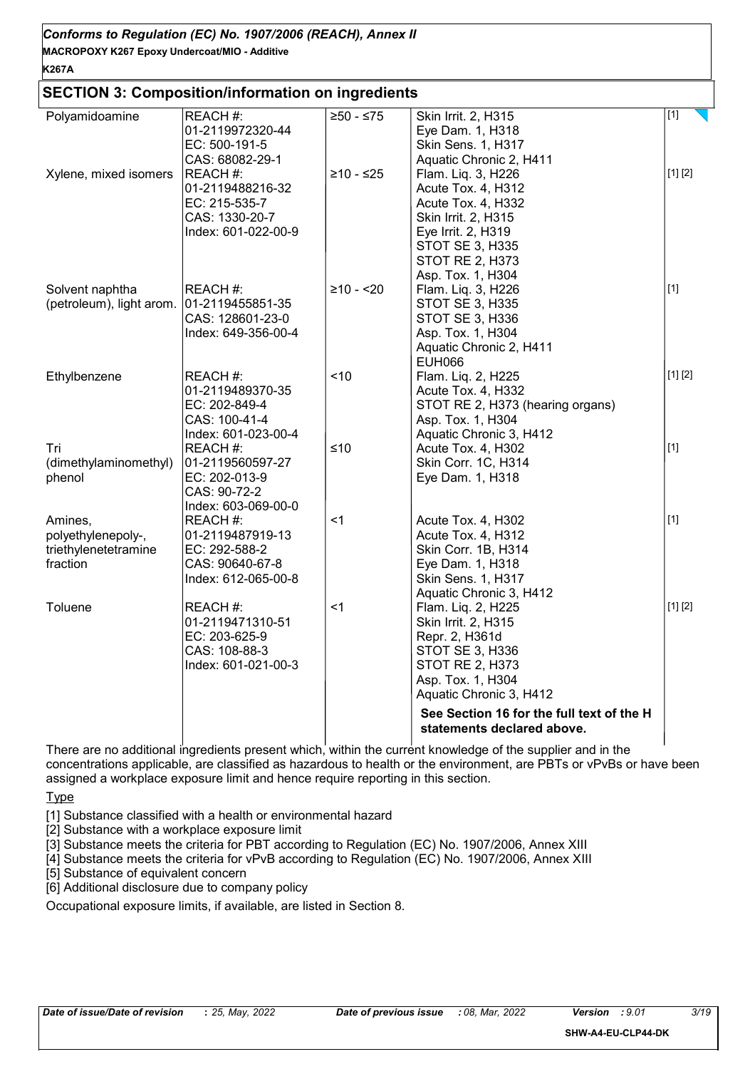## SECTION 3: Composition/information on ingredients

| | | | | |
|---|---|---|---|---|
| Polyamidoamine | REACH #: 01-2119972320-44<br>EC: 500-191-5<br>CAS: 68082-29-1 | ≥50 - ≤75 | Skin Irrit. 2, H315<br>Eye Dam. 1, H318<br>Skin Sens. 1, H317<br>Aquatic Chronic 2, H411 | [1] |
| Xylene, mixed isomers | REACH #: 01-2119488216-32<br>EC: 215-535-7<br>CAS: 1330-20-7<br>Index: 601-022-00-9 | ≥10 - ≤25 | Flam. Liq. 3, H226<br>Acute Tox. 4, H312<br>Acute Tox. 4, H332<br>Skin Irrit. 2, H315<br>Eye Irrit. 2, H319<br>STOT SE 3, H335<br>STOT RE 2, H373<br>Asp. Tox. 1, H304 | [1] [2] |
| Solvent naphtha (petroleum), light arom. | REACH #: 01-2119455851-35<br>CAS: 128601-23-0<br>Index: 649-356-00-4 | ≥10 - <20 | Flam. Liq. 3, H226<br>STOT SE 3, H335<br>STOT SE 3, H336<br>Asp. Tox. 1, H304<br>Aquatic Chronic 2, H411<br>EUH066 | [1] |
| Ethylbenzene | REACH #: 01-2119489370-35<br>EC: 202-849-4<br>CAS: 100-41-4<br>Index: 601-023-00-4 | <10 | Flam. Liq. 2, H225<br>Acute Tox. 4, H332<br>STOT RE 2, H373 (hearing organs)<br>Asp. Tox. 1, H304<br>Aquatic Chronic 3, H412 | [1] [2] |
| Tri (dimethylaminomethyl) phenol | REACH #: 01-2119560597-27<br>EC: 202-013-9<br>CAS: 90-72-2<br>Index: 603-069-00-0 | ≤10 | Acute Tox. 4, H302<br>Skin Corr. 1C, H314<br>Eye Dam. 1, H318 | [1] |
| Amines, polyethylenepoly-, triethylenetetramine fraction | REACH #: 01-2119487919-13<br>EC: 292-588-2<br>CAS: 90640-67-8<br>Index: 612-065-00-8 | <1 | Acute Tox. 4, H302<br>Acute Tox. 4, H312<br>Skin Corr. 1B, H314<br>Eye Dam. 1, H318<br>Skin Sens. 1, H317<br>Aquatic Chronic 3, H412 | [1] |
| Toluene | REACH #: 01-2119471310-51<br>EC: 203-625-9<br>CAS: 108-88-3<br>Index: 601-021-00-3 | <1 | Flam. Liq. 2, H225<br>Skin Irrit. 2, H315<br>Repr. 2, H361d<br>STOT SE 3, H336<br>STOT RE 2, H373<br>Asp. Tox. 1, H304<br>Aquatic Chronic 3, H412 | [1] [2] |
| | | | **See Section 16 for the full text of the H statements declared above.** | |

There are no additional ingredients present which, within the current knowledge of the supplier and in the concentrations applicable, are classified as hazardous to health or the environment, are PBTs or vPvBs or have been assigned a workplace exposure limit and hence require reporting in this section.

<u>Type</u>

[1] Substance classified with a health or environmental hazard

[2] Substance with a workplace exposure limit

[3] Substance meets the criteria for PBT according to Regulation (EC) No. 1907/2006, Annex XIII

[4] Substance meets the criteria for vPvB according to Regulation (EC) No. 1907/2006, Annex XIII

[5] Substance of equivalent concern

[6] Additional disclosure due to company policy

Occupational exposure limits, if available, are listed in Section 8.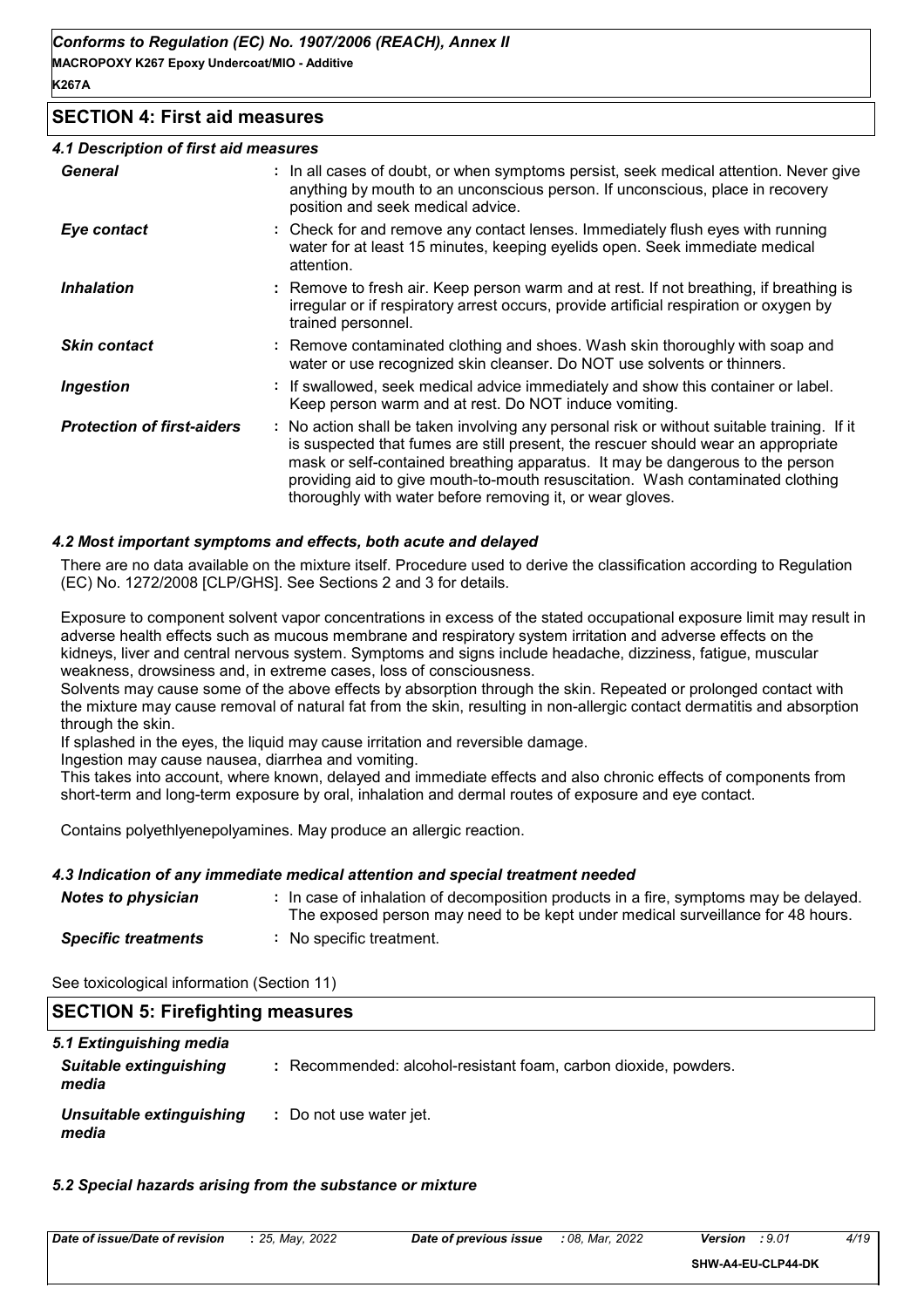## SECTION 4: First aid measures

### 4.1 Description of first aid measures

| | |
|---|---|
| ***General*** | : In all cases of doubt, or when symptoms persist, seek medical attention. Never give anything by mouth to an unconscious person. If unconscious, place in recovery position and seek medical advice. |
| ***Eye contact*** | : Check for and remove any contact lenses. Immediately flush eyes with running water for at least 15 minutes, keeping eyelids open. Seek immediate medical attention. |
| ***Inhalation*** | : Remove to fresh air. Keep person warm and at rest. If not breathing, if breathing is irregular or if respiratory arrest occurs, provide artificial respiration or oxygen by trained personnel. |
| ***Skin contact*** | : Remove contaminated clothing and shoes. Wash skin thoroughly with soap and water or use recognized skin cleanser. Do NOT use solvents or thinners. |
| ***Ingestion*** | : If swallowed, seek medical advice immediately and show this container or label. Keep person warm and at rest. Do NOT induce vomiting. |
| ***Protection of first-aiders*** | : No action shall be taken involving any personal risk or without suitable training. If it is suspected that fumes are still present, the rescuer should wear an appropriate mask or self-contained breathing apparatus. It may be dangerous to the person providing aid to give mouth-to-mouth resuscitation. Wash contaminated clothing thoroughly with water before removing it, or wear gloves. |

### 4.2 Most important symptoms and effects, both acute and delayed

There are no data available on the mixture itself. Procedure used to derive the classification according to Regulation (EC) No. 1272/2008 [CLP/GHS]. See Sections 2 and 3 for details.

Exposure to component solvent vapor concentrations in excess of the stated occupational exposure limit may result in adverse health effects such as mucous membrane and respiratory system irritation and adverse effects on the kidneys, liver and central nervous system. Symptoms and signs include headache, dizziness, fatigue, muscular weakness, drowsiness and, in extreme cases, loss of consciousness.
Solvents may cause some of the above effects by absorption through the skin. Repeated or prolonged contact with the mixture may cause removal of natural fat from the skin, resulting in non-allergic contact dermatitis and absorption through the skin.
If splashed in the eyes, the liquid may cause irritation and reversible damage.
Ingestion may cause nausea, diarrhea and vomiting.
This takes into account, where known, delayed and immediate effects and also chronic effects of components from short-term and long-term exposure by oral, inhalation and dermal routes of exposure and eye contact.

Contains polyethlyenepolyamines. May produce an allergic reaction.

### 4.3 Indication of any immediate medical attention and special treatment needed

| | |
|---|---|
| ***Notes to physician*** | : In case of inhalation of decomposition products in a fire, symptoms may be delayed. The exposed person may need to be kept under medical surveillance for 48 hours. |
| ***Specific treatments*** | : No specific treatment. |

See toxicological information (Section 11)

## SECTION 5: Firefighting measures

### 5.1 Extinguishing media

| | |
|---|---|
| ***Suitable extinguishing media*** | : Recommended: alcohol-resistant foam, carbon dioxide, powders. |
| ***Unsuitable extinguishing media*** | : Do not use water jet. |

### 5.2 Special hazards arising from the substance or mixture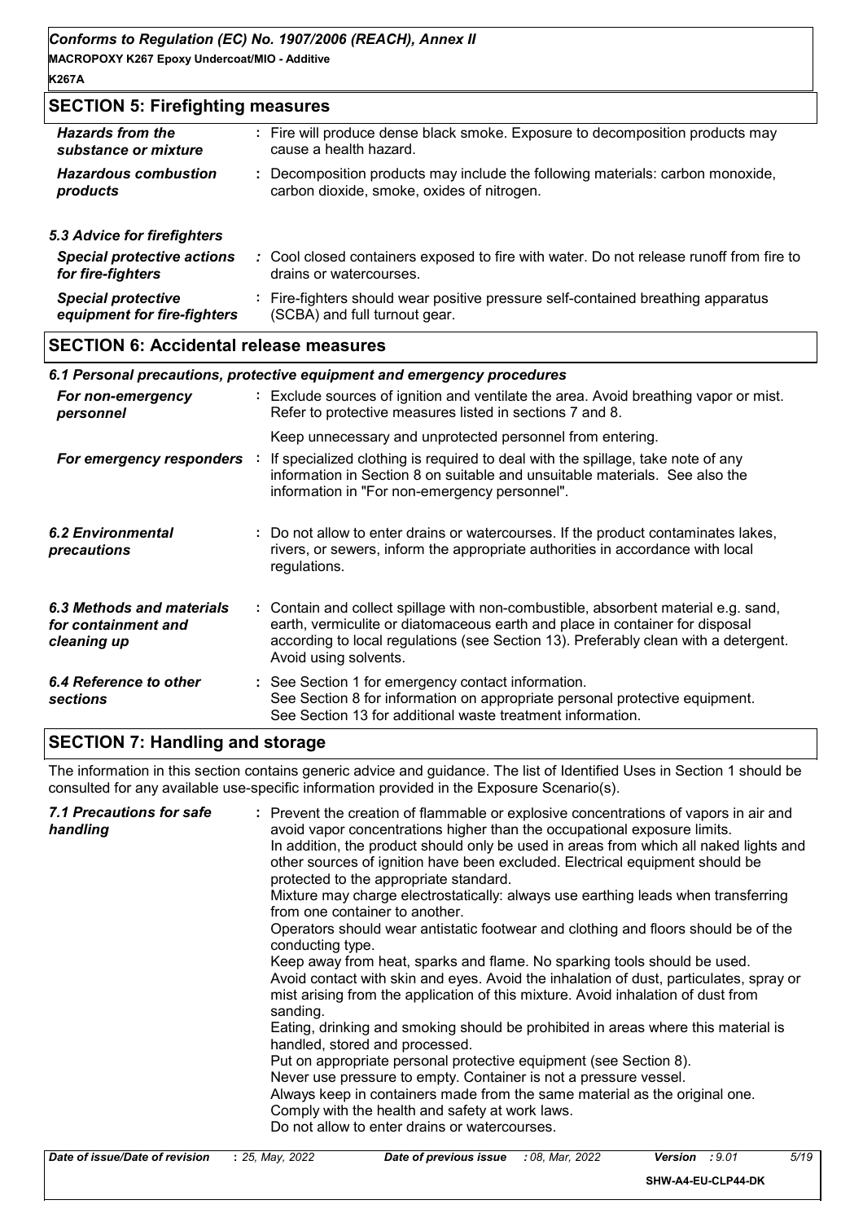## SECTION 5: Firefighting measures

| | |
|---|---|
| ***Hazards from the substance or mixture*** | : Fire will produce dense black smoke. Exposure to decomposition products may cause a health hazard. |
| ***Hazardous combustion products*** | : Decomposition products may include the following materials: carbon monoxide, carbon dioxide, smoke, oxides of nitrogen. |

### *5.3 Advice for firefighters*

| | |
|---|---|
| ***Special protective actions for fire-fighters*** | : Cool closed containers exposed to fire with water. Do not release runoff from fire to drains or watercourses. |
| ***Special protective equipment for fire-fighters*** | : Fire-fighters should wear positive pressure self-contained breathing apparatus (SCBA) and full turnout gear. |

## SECTION 6: Accidental release measures

### *6.1 Personal precautions, protective equipment and emergency procedures*

| | |
|---|---|
| ***For non-emergency personnel*** | : Exclude sources of ignition and ventilate the area. Avoid breathing vapor or mist. Refer to protective measures listed in sections 7 and 8. Keep unnecessary and unprotected personnel from entering. |
| ***For emergency responders*** | : If specialized clothing is required to deal with the spillage, take note of any information in Section 8 on suitable and unsuitable materials. See also the information in "For non-emergency personnel". |
| ***6.2 Environmental precautions*** | : Do not allow to enter drains or watercourses. If the product contaminates lakes, rivers, or sewers, inform the appropriate authorities in accordance with local regulations. |
| ***6.3 Methods and materials for containment and cleaning up*** | : Contain and collect spillage with non-combustible, absorbent material e.g. sand, earth, vermiculite or diatomaceous earth and place in container for disposal according to local regulations (see Section 13). Preferably clean with a detergent. Avoid using solvents. |
| ***6.4 Reference to other sections*** | : See Section 1 for emergency contact information. See Section 8 for information on appropriate personal protective equipment. See Section 13 for additional waste treatment information. |

## SECTION 7: Handling and storage

The information in this section contains generic advice and guidance. The list of Identified Uses in Section 1 should be consulted for any available use-specific information provided in the Exposure Scenario(s).

***7.1 Precautions for safe handling***

: Prevent the creation of flammable or explosive concentrations of vapors in air and avoid vapor concentrations higher than the occupational exposure limits.
In addition, the product should only be used in areas from which all naked lights and other sources of ignition have been excluded. Electrical equipment should be protected to the appropriate standard.
Mixture may charge electrostatically: always use earthing leads when transferring from one container to another.
Operators should wear antistatic footwear and clothing and floors should be of the conducting type.
Keep away from heat, sparks and flame. No sparking tools should be used.
Avoid contact with skin and eyes. Avoid the inhalation of dust, particulates, spray or mist arising from the application of this mixture. Avoid inhalation of dust from sanding.
Eating, drinking and smoking should be prohibited in areas where this material is handled, stored and processed.
Put on appropriate personal protective equipment (see Section 8).
Never use pressure to empty. Container is not a pressure vessel.
Always keep in containers made from the same material as the original one.
Comply with the health and safety at work laws.
Do not allow to enter drains or watercourses.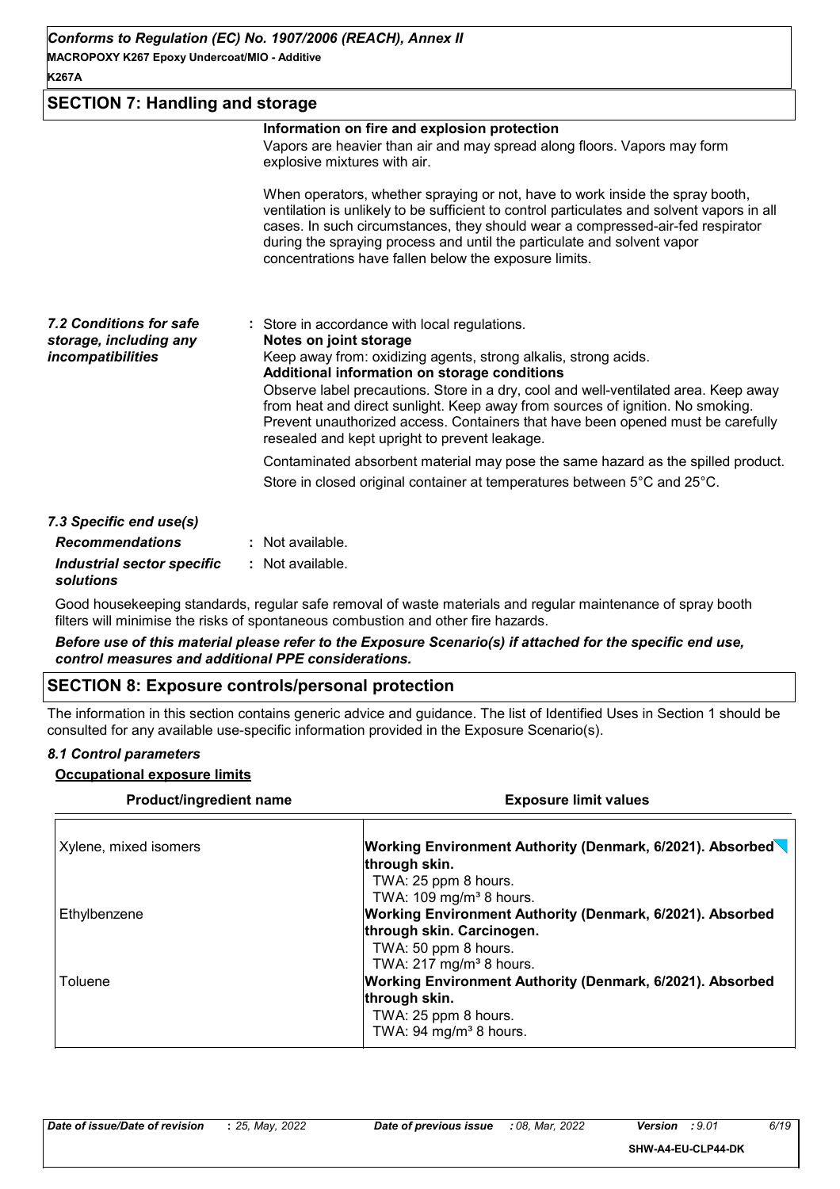## SECTION 7: Handling and storage

**Information on fire and explosion protection**

Vapors are heavier than air and may spread along floors. Vapors may form explosive mixtures with air.

When operators, whether spraying or not, have to work inside the spray booth, ventilation is unlikely to be sufficient to control particulates and solvent vapors in all cases. In such circumstances, they should wear a compressed-air-fed respirator during the spraying process and until the particulate and solvent vapor concentrations have fallen below the exposure limits.

***7.2 Conditions for safe storage, including any incompatibilities*** : Store in accordance with local regulations.

**Notes on joint storage**

Keep away from: oxidizing agents, strong alkalis, strong acids.

**Additional information on storage conditions**

Observe label precautions. Store in a dry, cool and well-ventilated area. Keep away from heat and direct sunlight. Keep away from sources of ignition. No smoking. Prevent unauthorized access. Containers that have been opened must be carefully resealed and kept upright to prevent leakage.

Contaminated absorbent material may pose the same hazard as the spilled product.

Store in closed original container at temperatures between 5°C and 25°C.

***7.3 Specific end use(s)***

***Recommendations*** : Not available.

***Industrial sector specific solutions*** : Not available.

Good housekeeping standards, regular safe removal of waste materials and regular maintenance of spray booth filters will minimise the risks of spontaneous combustion and other fire hazards.

***Before use of this material please refer to the Exposure Scenario(s) if attached for the specific end use, control measures and additional PPE considerations.***

## SECTION 8: Exposure controls/personal protection

The information in this section contains generic advice and guidance. The list of Identified Uses in Section 1 should be consulted for any available use-specific information provided in the Exposure Scenario(s).

***8.1 Control parameters***

**Occupational exposure limits**

| Product/ingredient name | Exposure limit values |
|---|---|
| Xylene, mixed isomers | **Working Environment Authority (Denmark, 6/2021). Absorbed through skin.**<br>TWA: 25 ppm 8 hours.<br>TWA: 109 mg/m³ 8 hours. |
| Ethylbenzene | **Working Environment Authority (Denmark, 6/2021). Absorbed through skin. Carcinogen.**<br>TWA: 50 ppm 8 hours.<br>TWA: 217 mg/m³ 8 hours. |
| Toluene | **Working Environment Authority (Denmark, 6/2021). Absorbed through skin.**<br>TWA: 25 ppm 8 hours.<br>TWA: 94 mg/m³ 8 hours. |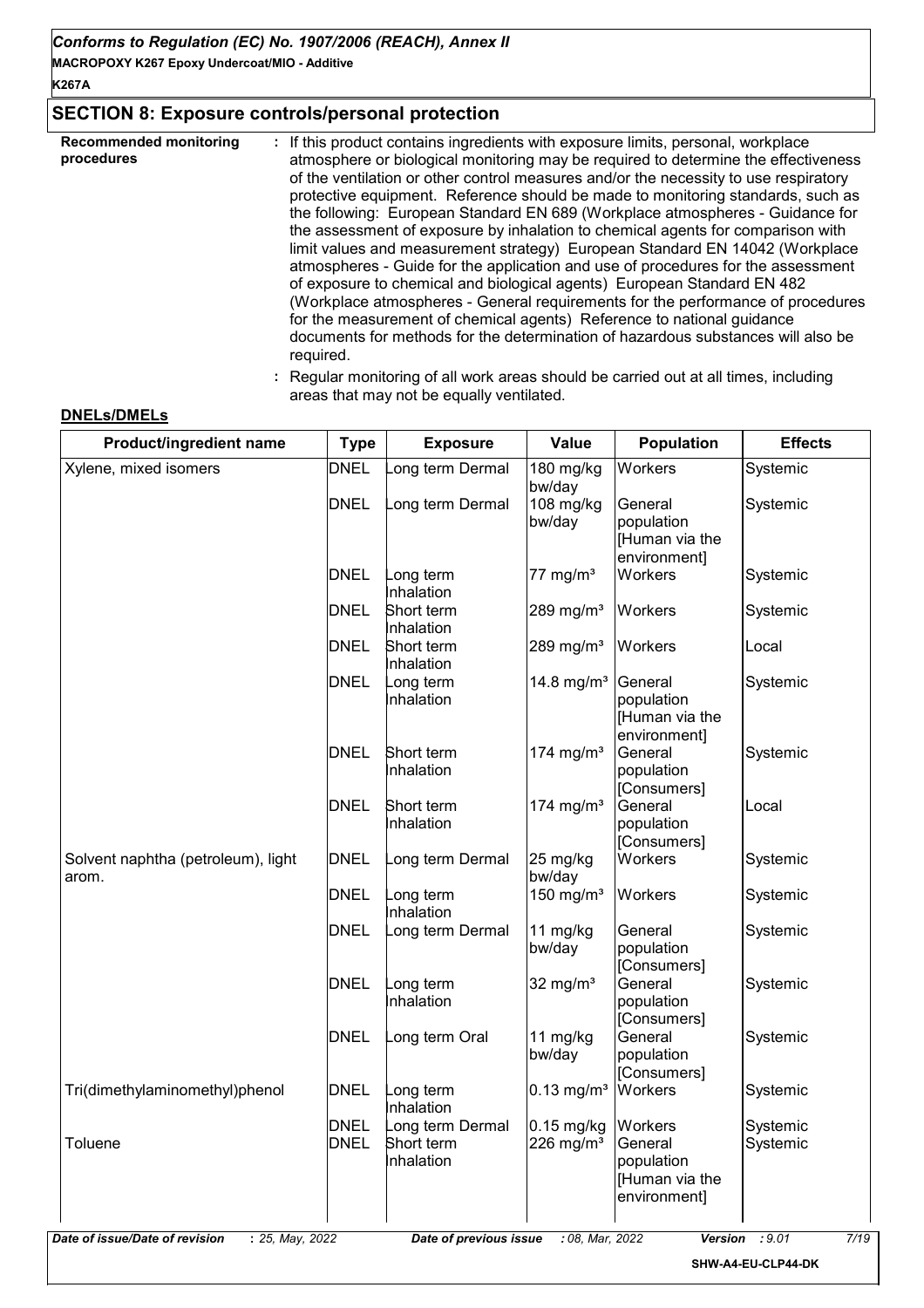## SECTION 8: Exposure controls/personal protection

**Recommended monitoring procedures** : If this product contains ingredients with exposure limits, personal, workplace atmosphere or biological monitoring may be required to determine the effectiveness of the ventilation or other control measures and/or the necessity to use respiratory protective equipment. Reference should be made to monitoring standards, such as the following: European Standard EN 689 (Workplace atmospheres - Guidance for the assessment of exposure by inhalation to chemical agents for comparison with limit values and measurement strategy) European Standard EN 14042 (Workplace atmospheres - Guide for the application and use of procedures for the assessment of exposure to chemical and biological agents) European Standard EN 482 (Workplace atmospheres - General requirements for the performance of procedures for the measurement of chemical agents) Reference to national guidance documents for methods for the determination of hazardous substances will also be required.

: Regular monitoring of all work areas should be carried out at all times, including areas that may not be equally ventilated.

**DNELs/DMELs**

| Product/ingredient name | Type | Exposure | Value | Population | Effects |
|---|---|---|---|---|---|
| Xylene, mixed isomers | DNEL | Long term Dermal | 180 mg/kg bw/day | Workers | Systemic |
| | DNEL | Long term Dermal | 108 mg/kg bw/day | General population [Human via the environment] | Systemic |
| | DNEL | Long term Inhalation | 77 mg/m³ | Workers | Systemic |
| | DNEL | Short term Inhalation | 289 mg/m³ | Workers | Systemic |
| | DNEL | Short term Inhalation | 289 mg/m³ | Workers | Local |
| | DNEL | Long term Inhalation | 14.8 mg/m³ | General population [Human via the environment] | Systemic |
| | DNEL | Short term Inhalation | 174 mg/m³ | General population [Consumers] | Systemic |
| | DNEL | Short term Inhalation | 174 mg/m³ | General population [Consumers] | Local |
| Solvent naphtha (petroleum), light arom. | DNEL | Long term Dermal | 25 mg/kg bw/day | Workers | Systemic |
| | DNEL | Long term Inhalation | 150 mg/m³ | Workers | Systemic |
| | DNEL | Long term Dermal | 11 mg/kg bw/day | General population [Consumers] | Systemic |
| | DNEL | Long term Inhalation | 32 mg/m³ | General population [Consumers] | Systemic |
| | DNEL | Long term Oral | 11 mg/kg bw/day | General population [Consumers] | Systemic |
| Tri(dimethylaminomethyl)phenol | DNEL | Long term Inhalation | 0.13 mg/m³ | Workers | Systemic |
| | DNEL | Long term Dermal | 0.15 mg/kg | Workers | Systemic |
| Toluene | DNEL | Short term Inhalation | 226 mg/m³ | General population [Human via the environment] | Systemic |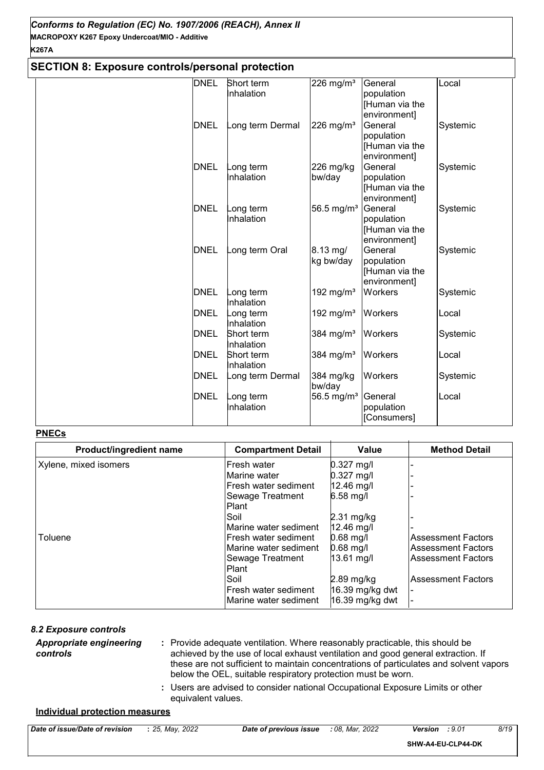## SECTION 8: Exposure controls/personal protection

| | | | | | |
|---|---|---|---|---|---|
| | DNEL | Short term Inhalation | 226 mg/m³ | General population [Human via the environment] | Local |
| | DNEL | Long term Dermal | 226 mg/m³ | General population [Human via the environment] | Systemic |
| | DNEL | Long term Inhalation | 226 mg/kg bw/day | General population [Human via the environment] | Systemic |
| | DNEL | Long term Inhalation | 56.5 mg/m³ | General population [Human via the environment] | Systemic |
| | DNEL | Long term Oral | 8.13 mg/ kg bw/day | General population [Human via the environment] | Systemic |
| | DNEL | Long term Inhalation | 192 mg/m³ | Workers | Systemic |
| | DNEL | Long term Inhalation | 192 mg/m³ | Workers | Local |
| | DNEL | Short term Inhalation | 384 mg/m³ | Workers | Systemic |
| | DNEL | Short term Inhalation | 384 mg/m³ | Workers | Local |
| | DNEL | Long term Dermal | 384 mg/kg bw/day | Workers | Systemic |
| | DNEL | Long term Inhalation | 56.5 mg/m³ | General population [Consumers] | Local |

**PNECs**

| Product/ingredient name | Compartment Detail | Value | Method Detail |
|---|---|---|---|
| Xylene, mixed isomers | Fresh water | 0.327 mg/l | - |
| | Marine water | 0.327 mg/l | - |
| | Fresh water sediment | 12.46 mg/l | - |
| | Sewage Treatment Plant | 6.58 mg/l | - |
| | Soil | 2.31 mg/kg | - |
| | Marine water sediment | 12.46 mg/l | - |
| Toluene | Fresh water sediment | 0.68 mg/l | Assessment Factors |
| | Marine water sediment | 0.68 mg/l | Assessment Factors |
| | Sewage Treatment Plant | 13.61 mg/l | Assessment Factors |
| | Soil | 2.89 mg/kg | Assessment Factors |
| | Fresh water sediment | 16.39 mg/kg dwt | - |
| | Marine water sediment | 16.39 mg/kg dwt | - |

### *8.2 Exposure controls*

***Appropriate engineering controls*** : Provide adequate ventilation. Where reasonably practicable, this should be achieved by the use of local exhaust ventilation and good general extraction. If these are not sufficient to maintain concentrations of particulates and solvent vapors below the OEL, suitable respiratory protection must be worn.

: Users are advised to consider national Occupational Exposure Limits or other equivalent values.

**Individual protection measures**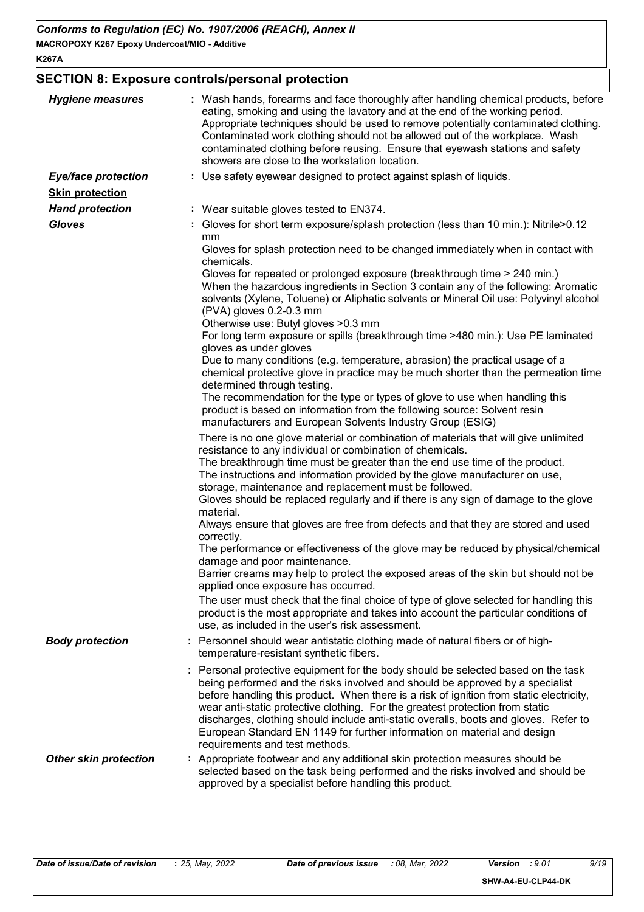## SECTION 8: Exposure controls/personal protection

***Hygiene measures*** : Wash hands, forearms and face thoroughly after handling chemical products, before eating, smoking and using the lavatory and at the end of the working period. Appropriate techniques should be used to remove potentially contaminated clothing. Contaminated work clothing should not be allowed out of the workplace. Wash contaminated clothing before reusing. Ensure that eyewash stations and safety showers are close to the workstation location.

***Eye/face protection*** : Use safety eyewear designed to protect against splash of liquids.

***Skin protection***

***Hand protection*** : Wear suitable gloves tested to EN374.

***Gloves*** : Gloves for short term exposure/splash protection (less than 10 min.): Nitrile>0.12 mm
Gloves for splash protection need to be changed immediately when in contact with chemicals.
Gloves for repeated or prolonged exposure (breakthrough time > 240 min.)
When the hazardous ingredients in Section 3 contain any of the following: Aromatic solvents (Xylene, Toluene) or Aliphatic solvents or Mineral Oil use: Polyvinyl alcohol (PVA) gloves 0.2-0.3 mm
Otherwise use: Butyl gloves >0.3 mm
For long term exposure or spills (breakthrough time >480 min.): Use PE laminated gloves as under gloves
Due to many conditions (e.g. temperature, abrasion) the practical usage of a chemical protective glove in practice may be much shorter than the permeation time determined through testing.
The recommendation for the type or types of glove to use when handling this product is based on information from the following source: Solvent resin manufacturers and European Solvents Industry Group (ESIG)

There is no one glove material or combination of materials that will give unlimited resistance to any individual or combination of chemicals.
The breakthrough time must be greater than the end use time of the product.
The instructions and information provided by the glove manufacturer on use, storage, maintenance and replacement must be followed.
Gloves should be replaced regularly and if there is any sign of damage to the glove material.
Always ensure that gloves are free from defects and that they are stored and used correctly.
The performance or effectiveness of the glove may be reduced by physical/chemical damage and poor maintenance.
Barrier creams may help to protect the exposed areas of the skin but should not be applied once exposure has occurred.
The user must check that the final choice of type of glove selected for handling this product is the most appropriate and takes into account the particular conditions of use, as included in the user's risk assessment.

***Body protection*** : Personnel should wear antistatic clothing made of natural fibers or of high-temperature-resistant synthetic fibers.

: Personal protective equipment for the body should be selected based on the task being performed and the risks involved and should be approved by a specialist before handling this product. When there is a risk of ignition from static electricity, wear anti-static protective clothing. For the greatest protection from static discharges, clothing should include anti-static overalls, boots and gloves. Refer to European Standard EN 1149 for further information on material and design requirements and test methods.

***Other skin protection*** : Appropriate footwear and any additional skin protection measures should be selected based on the task being performed and the risks involved and should be approved by a specialist before handling this product.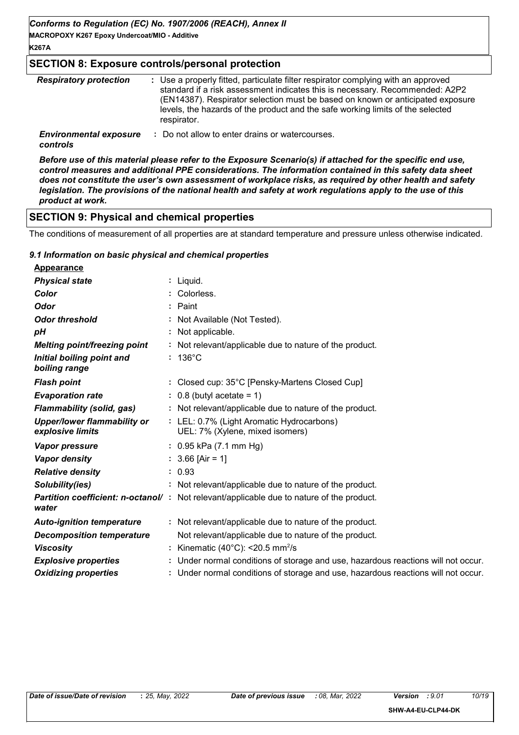## SECTION 8: Exposure controls/personal protection

| | |
|---|---|
| ***Respiratory protection*** | : Use a properly fitted, particulate filter respirator complying with an approved standard if a risk assessment indicates this is necessary. Recommended: A2P2 (EN14387). Respirator selection must be based on known or anticipated exposure levels, the hazards of the product and the safe working limits of the selected respirator. |
| ***Environmental exposure controls*** | : Do not allow to enter drains or watercourses. |

***Before use of this material please refer to the Exposure Scenario(s) if attached for the specific end use, control measures and additional PPE considerations. The information contained in this safety data sheet does not constitute the user's own assessment of workplace risks, as required by other health and safety legislation. The provisions of the national health and safety at work regulations apply to the use of this product at work.***

## SECTION 9: Physical and chemical properties

The conditions of measurement of all properties are at standard temperature and pressure unless otherwise indicated.

### *9.1 Information on basic physical and chemical properties*

**Appearance**

| | |
|---|---|
| ***Physical state*** | : Liquid. |
| ***Color*** | : Colorless. |
| ***Odor*** | : Paint |
| ***Odor threshold*** | : Not Available (Not Tested). |
| ***pH*** | : Not applicable. |
| ***Melting point/freezing point*** | : Not relevant/applicable due to nature of the product. |
| ***Initial boiling point and boiling range*** | : 136°C |
| ***Flash point*** | : Closed cup: 35°C [Pensky-Martens Closed Cup] |
| ***Evaporation rate*** | : 0.8 (butyl acetate = 1) |
| ***Flammability (solid, gas)*** | : Not relevant/applicable due to nature of the product. |
| ***Upper/lower flammability or explosive limits*** | : LEL: 0.7% (Light Aromatic Hydrocarbons)<br>UEL: 7% (Xylene, mixed isomers) |
| ***Vapor pressure*** | : 0.95 kPa (7.1 mm Hg) |
| ***Vapor density*** | : 3.66 [Air = 1] |
| ***Relative density*** | : 0.93 |
| ***Solubility(ies)*** | : Not relevant/applicable due to nature of the product. |
| ***Partition coefficient: n-octanol/water*** | : Not relevant/applicable due to nature of the product. |
| ***Auto-ignition temperature*** | : Not relevant/applicable due to nature of the product. |
| ***Decomposition temperature*** | Not relevant/applicable due to nature of the product. |
| ***Viscosity*** | : Kinematic (40°C): <20.5 $mm^2/s$ |
| ***Explosive properties*** | : Under normal conditions of storage and use, hazardous reactions will not occur. |
| ***Oxidizing properties*** | : Under normal conditions of storage and use, hazardous reactions will not occur. |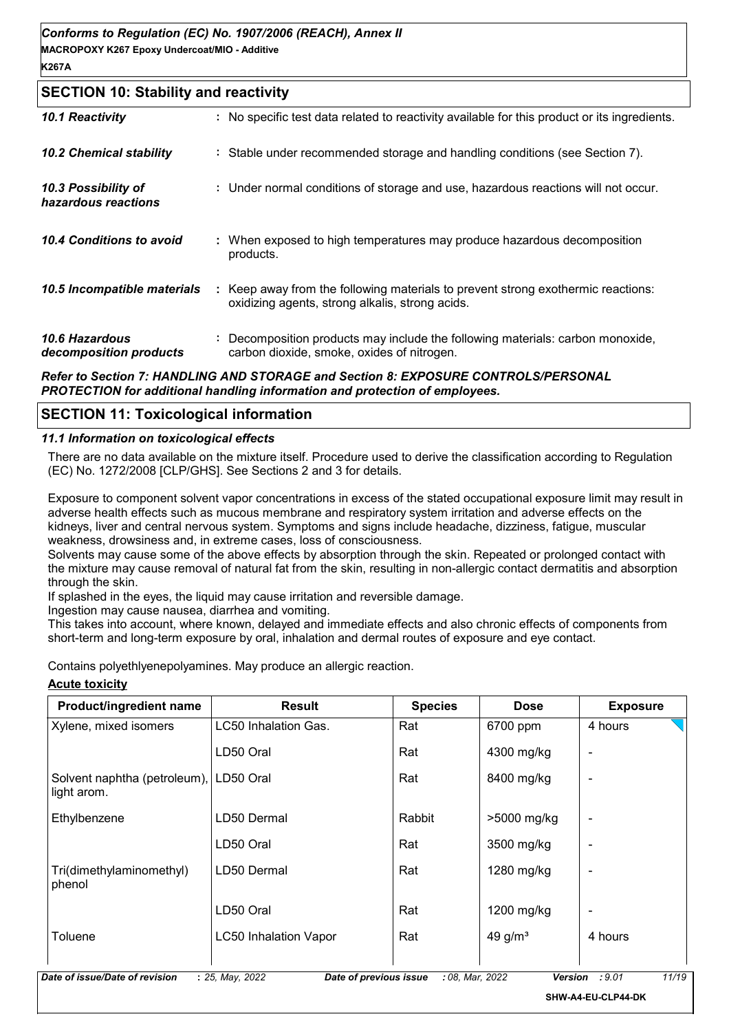## SECTION 10: Stability and reactivity

| | |
|---|---|
| ***10.1 Reactivity*** | : No specific test data related to reactivity available for this product or its ingredients. |
| ***10.2 Chemical stability*** | : Stable under recommended storage and handling conditions (see Section 7). |
| ***10.3 Possibility of hazardous reactions*** | : Under normal conditions of storage and use, hazardous reactions will not occur. |
| ***10.4 Conditions to avoid*** | : When exposed to high temperatures may produce hazardous decomposition products. |
| ***10.5 Incompatible materials*** | : Keep away from the following materials to prevent strong exothermic reactions: oxidizing agents, strong alkalis, strong acids. |
| ***10.6 Hazardous decomposition products*** | : Decomposition products may include the following materials: carbon monoxide, carbon dioxide, smoke, oxides of nitrogen. |

***Refer to Section 7: HANDLING AND STORAGE and Section 8: EXPOSURE CONTROLS/PERSONAL PROTECTION for additional handling information and protection of employees.***

## SECTION 11: Toxicological information

### *11.1 Information on toxicological effects*

There are no data available on the mixture itself. Procedure used to derive the classification according to Regulation (EC) No. 1272/2008 [CLP/GHS]. See Sections 2 and 3 for details.

Exposure to component solvent vapor concentrations in excess of the stated occupational exposure limit may result in adverse health effects such as mucous membrane and respiratory system irritation and adverse effects on the kidneys, liver and central nervous system. Symptoms and signs include headache, dizziness, fatigue, muscular weakness, drowsiness and, in extreme cases, loss of consciousness.
Solvents may cause some of the above effects by absorption through the skin. Repeated or prolonged contact with the mixture may cause removal of natural fat from the skin, resulting in non-allergic contact dermatitis and absorption through the skin.
If splashed in the eyes, the liquid may cause irritation and reversible damage.
Ingestion may cause nausea, diarrhea and vomiting.
This takes into account, where known, delayed and immediate effects and also chronic effects of components from short-term and long-term exposure by oral, inhalation and dermal routes of exposure and eye contact.

Contains polyethlyenepolyamines. May produce an allergic reaction.

**Acute toxicity**

| Product/ingredient name | Result | Species | Dose | Exposure |
|---|---|---|---|---|
| Xylene, mixed isomers | LC50 Inhalation Gas. | Rat | 6700 ppm | 4 hours |
| | LD50 Oral | Rat | 4300 mg/kg | - |
| Solvent naphtha (petroleum), light arom. | LD50 Oral | Rat | 8400 mg/kg | - |
| Ethylbenzene | LD50 Dermal | Rabbit | >5000 mg/kg | - |
| | LD50 Oral | Rat | 3500 mg/kg | - |
| Tri(dimethylaminomethyl) phenol | LD50 Dermal | Rat | 1280 mg/kg | - |
| | LD50 Oral | Rat | 1200 mg/kg | - |
| Toluene | LC50 Inhalation Vapor | Rat | 49 $g/m^3$ | 4 hours |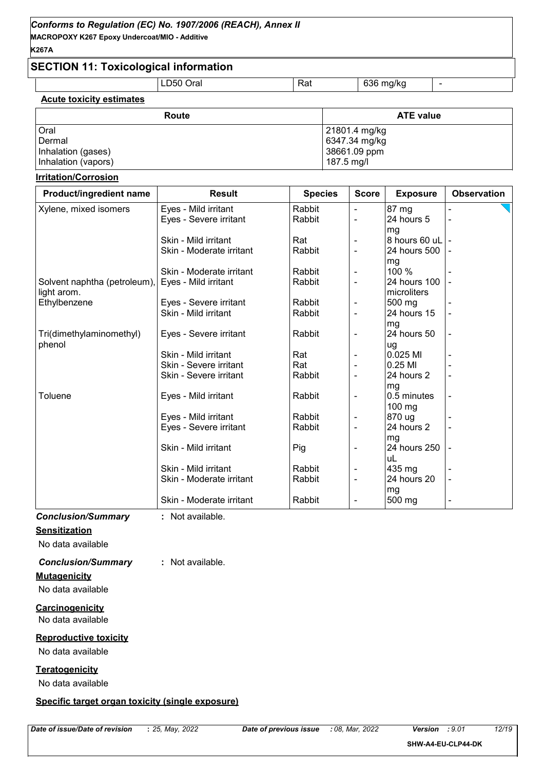## SECTION 11: Toxicological information

| | LD50 Oral | Rat | 636 mg/kg | - |
|---|---|---|---|---|

**Acute toxicity estimates**

| Route | ATE value |
|---|---|
| Oral | 21801.4 mg/kg |
| Dermal | 6347.34 mg/kg |
| Inhalation (gases) | 38661.09 ppm |
| Inhalation (vapors) | 187.5 mg/l |

**Irritation/Corrosion**

| Product/ingredient name | Result | Species | Score | Exposure | Observation |
|---|---|---|---|---|---|
| Xylene, mixed isomers | Eyes - Mild irritant | Rabbit | - | 87 mg | - |
| | Eyes - Severe irritant | Rabbit | - | 24 hours 5 mg | - |
| | Skin - Mild irritant | Rat | - | 8 hours 60 uL | - |
| | Skin - Moderate irritant | Rabbit | - | 24 hours 500 mg | - |
| | Skin - Moderate irritant | Rabbit | - | 100 % | - |
| Solvent naphtha (petroleum), light arom. | Eyes - Mild irritant | Rabbit | - | 24 hours 100 microliters | - |
| Ethylbenzene | Eyes - Severe irritant | Rabbit | - | 500 mg | - |
| | Skin - Mild irritant | Rabbit | - | 24 hours 15 mg | - |
| Tri(dimethylaminomethyl) phenol | Eyes - Severe irritant | Rabbit | - | 24 hours 50 ug | - |
| | Skin - Mild irritant | Rat | - | 0.025 Ml | - |
| | Skin - Severe irritant | Rat | - | 0.25 Ml | - |
| | Skin - Severe irritant | Rabbit | - | 24 hours 2 mg | - |
| Toluene | Eyes - Mild irritant | Rabbit | - | 0.5 minutes 100 mg | - |
| | Eyes - Mild irritant | Rabbit | - | 870 ug | - |
| | Eyes - Severe irritant | Rabbit | - | 24 hours 2 mg | - |
| | Skin - Mild irritant | Pig | - | 24 hours 250 uL | - |
| | Skin - Mild irritant | Rabbit | - | 435 mg | - |
| | Skin - Moderate irritant | Rabbit | - | 24 hours 20 mg | - |
| | Skin - Moderate irritant | Rabbit | - | 500 mg | - |

***Conclusion/Summary*** : Not available.

**Sensitization**

No data available

***Conclusion/Summary*** : Not available.

**Mutagenicity**

No data available

**Carcinogenicity**

No data available

**Reproductive toxicity**

No data available

**Teratogenicity**

No data available

**Specific target organ toxicity (single exposure)**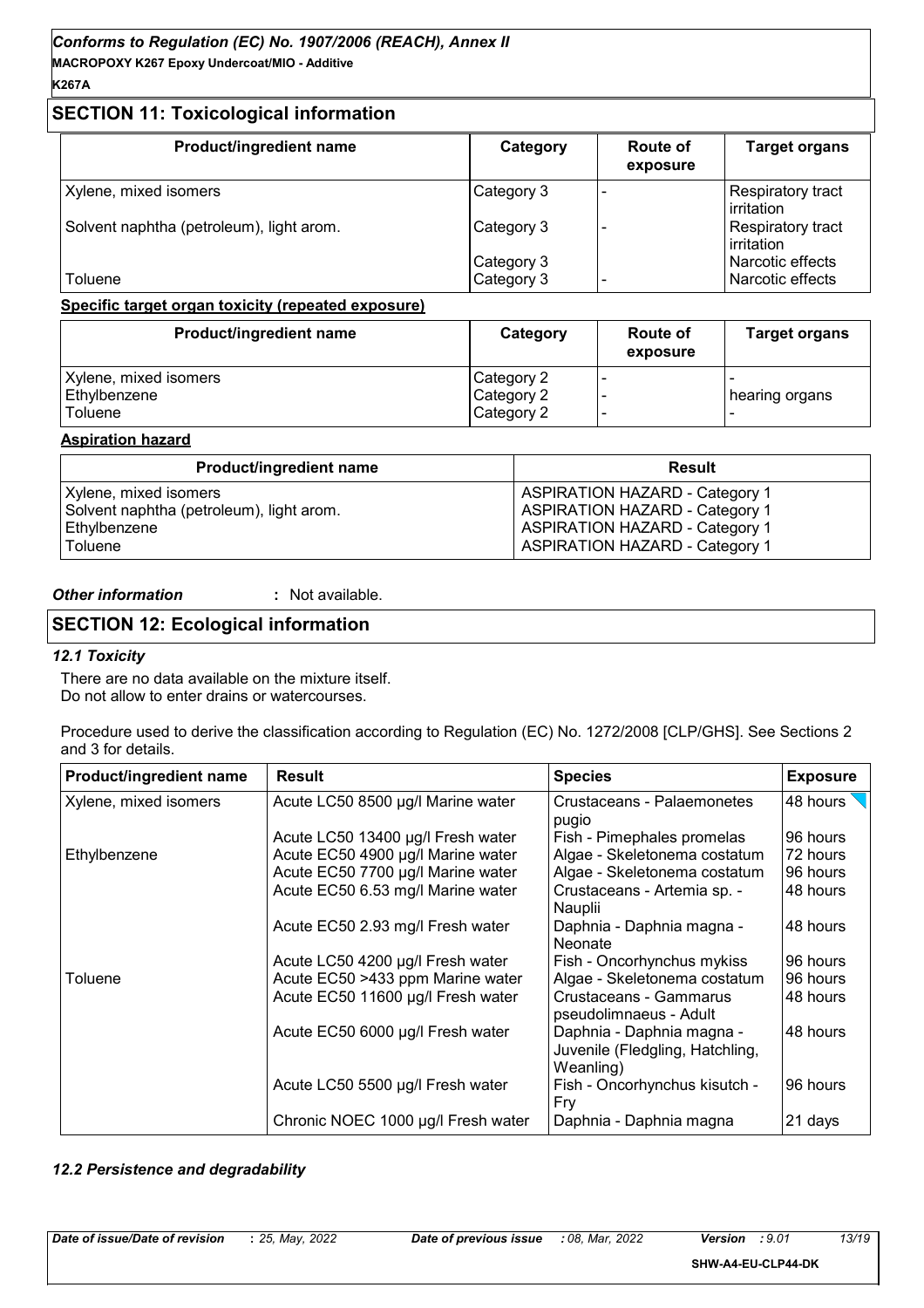## SECTION 11: Toxicological information

| Product/ingredient name | Category | Route of exposure | Target organs |
|---|---|---|---|
| Xylene, mixed isomers | Category 3 | - | Respiratory tract irritation |
| Solvent naphtha (petroleum), light arom. | Category 3 | - | Respiratory tract irritation |
| | Category 3 | | Narcotic effects |
| Toluene | Category 3 | - | Narcotic effects |

**Specific target organ toxicity (repeated exposure)**

| Product/ingredient name | Category | Route of exposure | Target organs |
|---|---|---|---|
| Xylene, mixed isomers | Category 2 | - | - |
| Ethylbenzene | Category 2 | - | hearing organs |
| Toluene | Category 2 | - | - |

**Aspiration hazard**

| Product/ingredient name | Result |
|---|---|
| Xylene, mixed isomers | ASPIRATION HAZARD - Category 1 |
| Solvent naphtha (petroleum), light arom. | ASPIRATION HAZARD - Category 1 |
| Ethylbenzene | ASPIRATION HAZARD - Category 1 |
| Toluene | ASPIRATION HAZARD - Category 1 |

***Other information*** : Not available.

## SECTION 12: Ecological information

### *12.1 Toxicity*

There are no data available on the mixture itself.
Do not allow to enter drains or watercourses.

Procedure used to derive the classification according to Regulation (EC) No. 1272/2008 [CLP/GHS]. See Sections 2 and 3 for details.

| Product/ingredient name | Result | Species | Exposure |
|---|---|---|---|
| Xylene, mixed isomers | Acute LC50 8500 µg/l Marine water | Crustaceans - Palaemonetes pugio | 48 hours |
| | Acute LC50 13400 µg/l Fresh water | Fish - Pimephales promelas | 96 hours |
| Ethylbenzene | Acute EC50 4900 µg/l Marine water | Algae - Skeletonema costatum | 72 hours |
| | Acute EC50 7700 µg/l Marine water | Algae - Skeletonema costatum | 96 hours |
| | Acute EC50 6.53 mg/l Marine water | Crustaceans - Artemia sp. - Nauplii | 48 hours |
| | Acute EC50 2.93 mg/l Fresh water | Daphnia - Daphnia magna - Neonate | 48 hours |
| | Acute LC50 4200 µg/l Fresh water | Fish - Oncorhynchus mykiss | 96 hours |
| Toluene | Acute EC50 >433 ppm Marine water | Algae - Skeletonema costatum | 96 hours |
| | Acute EC50 11600 µg/l Fresh water | Crustaceans - Gammarus pseudolimnaeus - Adult | 48 hours |
| | Acute EC50 6000 µg/l Fresh water | Daphnia - Daphnia magna - Juvenile (Fledgling, Hatchling, Weanling) | 48 hours |
| | Acute LC50 5500 µg/l Fresh water | Fish - Oncorhynchus kisutch - Fry | 96 hours |
| | Chronic NOEC 1000 µg/l Fresh water | Daphnia - Daphnia magna | 21 days |

### *12.2 Persistence and degradability*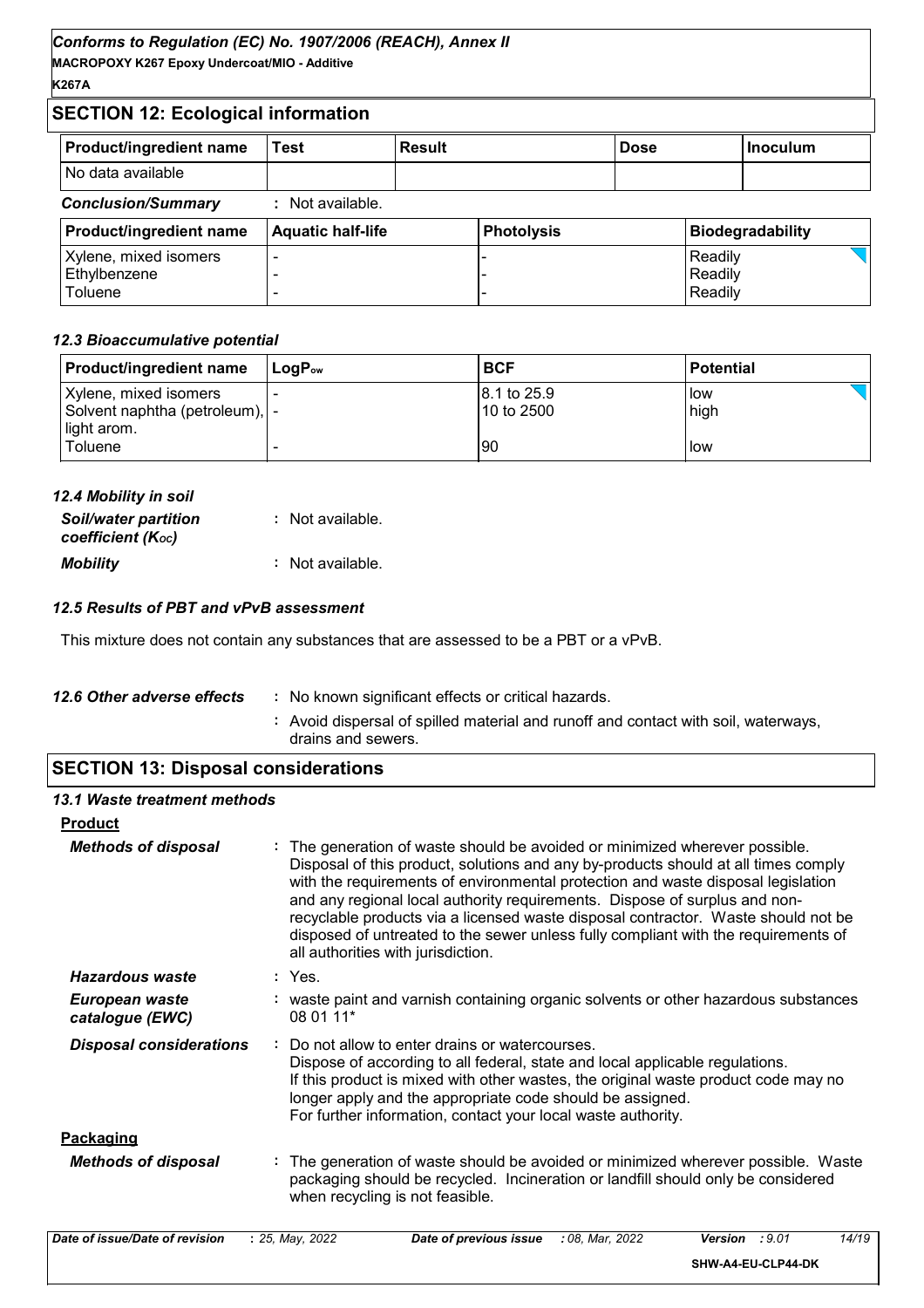## SECTION 12: Ecological information

| Product/ingredient name | Test | Result | Dose | Inoculum |
|---|---|---|---|---|
| No data available | | | | |

***Conclusion/Summary*** : Not available.

| Product/ingredient name | Aquatic half-life | Photolysis | Biodegradability |
|---|---|---|---|
| Xylene, mixed isomers | - | - | Readily |
| Ethylbenzene | - | - | Readily |
| Toluene | - | - | Readily |

### *12.3 Bioaccumulative potential*

| Product/ingredient name | $LogP_{ow}$ | BCF | Potential |
|---|---|---|---|
| Xylene, mixed isomers | - | 8.1 to 25.9 | low |
| Solvent naphtha (petroleum), light arom. | - | 10 to 2500 | high |
| Toluene | - | 90 | low |

### *12.4 Mobility in soil*

***Soil/water partition coefficient ($K_{OC}$)*** : Not available.

***Mobility*** : Not available.

### *12.5 Results of PBT and vPvB assessment*

This mixture does not contain any substances that are assessed to be a PBT or a vPvB.

***12.6 Other adverse effects*** : No known significant effects or critical hazards.

: Avoid dispersal of spilled material and runoff and contact with soil, waterways, drains and sewers.

## SECTION 13: Disposal considerations

### *13.1 Waste treatment methods*

**Product**

***Methods of disposal*** : The generation of waste should be avoided or minimized wherever possible. Disposal of this product, solutions and any by-products should at all times comply with the requirements of environmental protection and waste disposal legislation and any regional local authority requirements. Dispose of surplus and non-recyclable products via a licensed waste disposal contractor. Waste should not be disposed of untreated to the sewer unless fully compliant with the requirements of all authorities with jurisdiction.

***Hazardous waste*** : Yes.

***European waste catalogue (EWC)*** : waste paint and varnish containing organic solvents or other hazardous substances 08 01 11*

***Disposal considerations*** : Do not allow to enter drains or watercourses.
Dispose of according to all federal, state and local applicable regulations.
If this product is mixed with other wastes, the original waste product code may no longer apply and the appropriate code should be assigned.
For further information, contact your local waste authority.

**Packaging**

***Methods of disposal*** : The generation of waste should be avoided or minimized wherever possible. Waste packaging should be recycled. Incineration or landfill should only be considered when recycling is not feasible.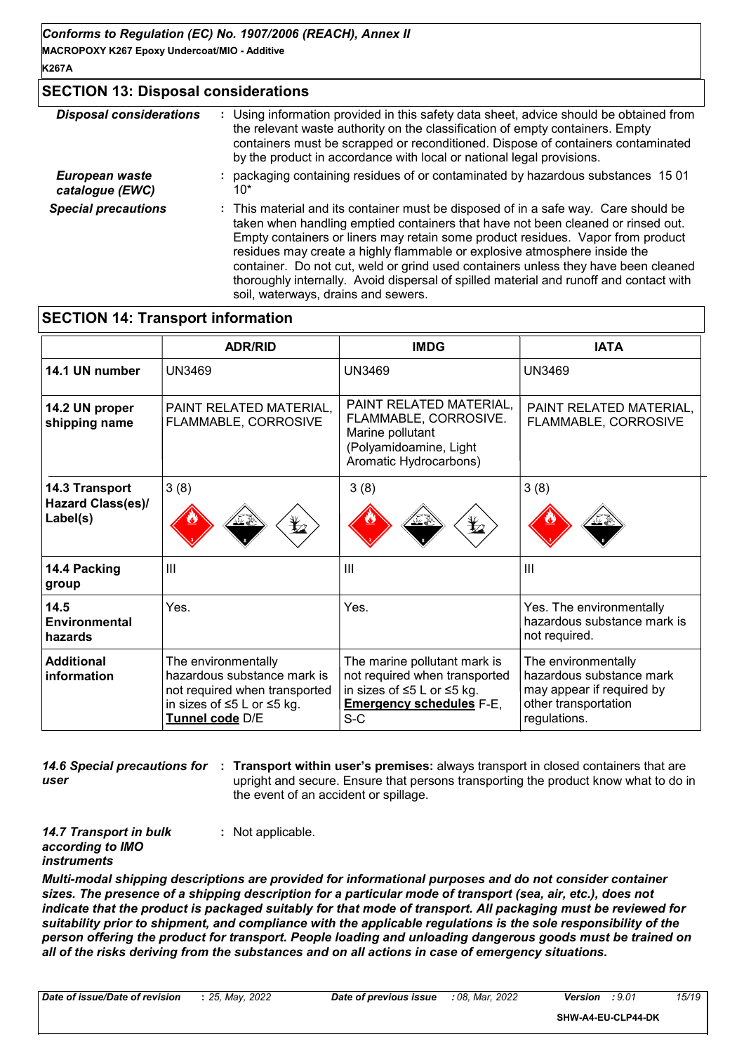## SECTION 13: Disposal considerations

***Disposal considerations*** : Using information provided in this safety data sheet, advice should be obtained from the relevant waste authority on the classification of empty containers. Empty containers must be scrapped or reconditioned. Dispose of containers contaminated by the product in accordance with local or national legal provisions.

***European waste catalogue (EWC)*** : packaging containing residues of or contaminated by hazardous substances 15 01 10*

***Special precautions*** : This material and its container must be disposed of in a safe way. Care should be taken when handling emptied containers that have not been cleaned or rinsed out. Empty containers or liners may retain some product residues. Vapor from product residues may create a highly flammable or explosive atmosphere inside the container. Do not cut, weld or grind used containers unless they have been cleaned thoroughly internally. Avoid dispersal of spilled material and runoff and contact with soil, waterways, drains and sewers.

## SECTION 14: Transport information

| | ADR/RID | IMDG | IATA |
|---|---|---|---|
| **14.1 UN number** | UN3469 | UN3469 | UN3469 |
| **14.2 UN proper shipping name** | PAINT RELATED MATERIAL, FLAMMABLE, CORROSIVE | PAINT RELATED MATERIAL, FLAMMABLE, CORROSIVE. Marine pollutant (Polyamidoamine, Light Aromatic Hydrocarbons) | PAINT RELATED MATERIAL, FLAMMABLE, CORROSIVE |
| **14.3 Transport Hazard Class(es)/ Label(s)** | 3 (8) | 3 (8) | 3 (8) |
| **14.4 Packing group** | III | III | III |
| **14.5 Environmental hazards** | Yes. | Yes. | Yes. The environmentally hazardous substance mark is not required. |
| **Additional information** | The environmentally hazardous substance mark is not required when transported in sizes of ≤5 L or ≤5 kg. **Tunnel code** D/E | The marine pollutant mark is not required when transported in sizes of ≤5 L or ≤5 kg. **Emergency schedules** F-E, S-C | The environmentally hazardous substance mark may appear if required by other transportation regulations. |

***14.6 Special precautions for user*** : **Transport within user's premises:** always transport in closed containers that are upright and secure. Ensure that persons transporting the product know what to do in the event of an accident or spillage.

***14.7 Transport in bulk according to IMO instruments*** : Not applicable.

***Multi-modal shipping descriptions are provided for informational purposes and do not consider container sizes. The presence of a shipping description for a particular mode of transport (sea, air, etc.), does not indicate that the product is packaged suitably for that mode of transport. All packaging must be reviewed for suitability prior to shipment, and compliance with the applicable regulations is the sole responsibility of the person offering the product for transport. People loading and unloading dangerous goods must be trained on all of the risks deriving from the substances and on all actions in case of emergency situations.***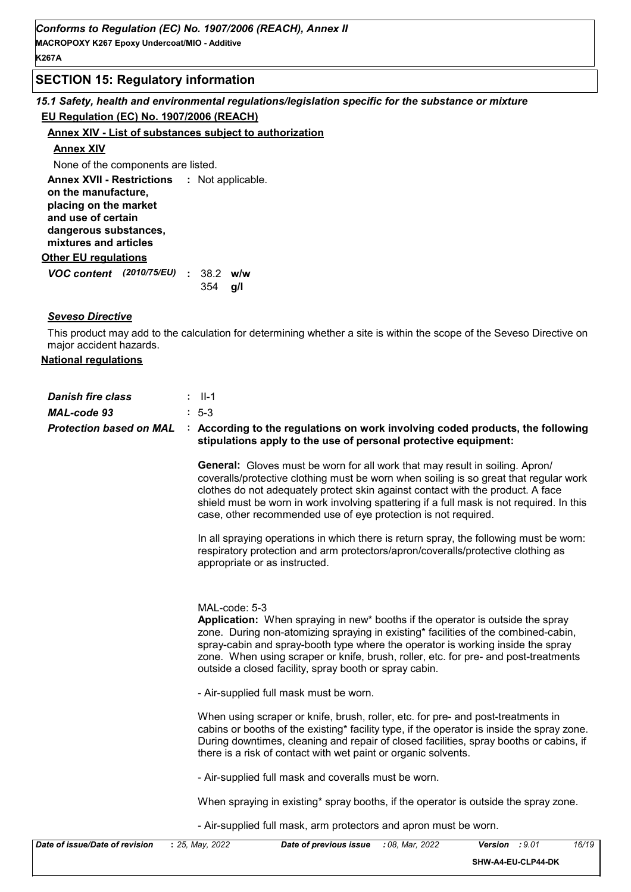## SECTION 15: Regulatory information

*15.1 Safety, health and environmental regulations/legislation specific for the substance or mixture*

**EU Regulation (EC) No. 1907/2006 (REACH)**

**Annex XIV - List of substances subject to authorization**

**Annex XIV**

None of the components are listed.

**Annex XVII - Restrictions on the manufacture, placing on the market and use of certain dangerous substances, mixtures and articles** : Not applicable.

**Other EU regulations**

***VOC content*** *(2010/75/EU)* : 38.2 **w/w**
354 **g/l**

***Seveso Directive***

This product may add to the calculation for determining whether a site is within the scope of the Seveso Directive on major accident hazards.

**National regulations**

***Danish fire class*** : II-1

***MAL-code 93*** : 5-3

***Protection based on MAL*** : **According to the regulations on work involving coded products, the following stipulations apply to the use of personal protective equipment:**

**General:** Gloves must be worn for all work that may result in soiling. Apron/ coveralls/protective clothing must be worn when soiling is so great that regular work clothes do not adequately protect skin against contact with the product. A face shield must be worn in work involving spattering if a full mask is not required. In this case, other recommended use of eye protection is not required.

In all spraying operations in which there is return spray, the following must be worn: respiratory protection and arm protectors/apron/coveralls/protective clothing as appropriate or as instructed.

MAL-code: 5-3

**Application:** When spraying in new* booths if the operator is outside the spray zone. During non-atomizing spraying in existing* facilities of the combined-cabin, spray-cabin and spray-booth type where the operator is working inside the spray zone. When using scraper or knife, brush, roller, etc. for pre- and post-treatments outside a closed facility, spray booth or spray cabin.

- Air-supplied full mask must be worn.

When using scraper or knife, brush, roller, etc. for pre- and post-treatments in cabins or booths of the existing* facility type, if the operator is inside the spray zone. During downtimes, cleaning and repair of closed facilities, spray booths or cabins, if there is a risk of contact with wet paint or organic solvents.

- Air-supplied full mask and coveralls must be worn.

When spraying in existing* spray booths, if the operator is outside the spray zone.

- Air-supplied full mask, arm protectors and apron must be worn.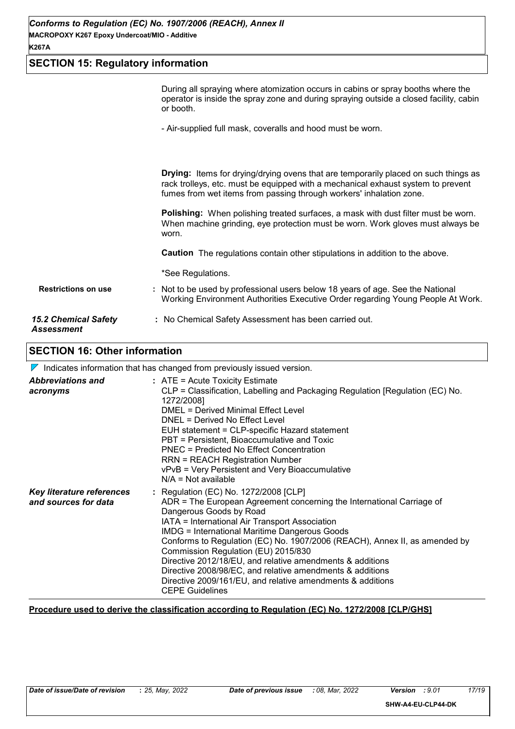## SECTION 15: Regulatory information

During all spraying where atomization occurs in cabins or spray booths where the operator is inside the spray zone and during spraying outside a closed facility, cabin or booth.

- Air-supplied full mask, coveralls and hood must be worn.

**Drying:** Items for drying/drying ovens that are temporarily placed on such things as rack trolleys, etc. must be equipped with a mechanical exhaust system to prevent fumes from wet items from passing through workers' inhalation zone.

**Polishing:** When polishing treated surfaces, a mask with dust filter must be worn. When machine grinding, eye protection must be worn. Work gloves must always be worn.

**Caution** The regulations contain other stipulations in addition to the above.

*See Regulations.

**Restrictions on use** : Not to be used by professional users below 18 years of age. See the National Working Environment Authorities Executive Order regarding Young People At Work.

***15.2 Chemical Safety Assessment*** : No Chemical Safety Assessment has been carried out.

## SECTION 16: Other information

Indicates information that has changed from previously issued version.

***Abbreviations and acronyms*** :
ATE = Acute Toxicity Estimate
CLP = Classification, Labelling and Packaging Regulation [Regulation (EC) No. 1272/2008]
DMEL = Derived Minimal Effect Level
DNEL = Derived No Effect Level
EUH statement = CLP-specific Hazard statement
PBT = Persistent, Bioaccumulative and Toxic
PNEC = Predicted No Effect Concentration
RRN = REACH Registration Number
vPvB = Very Persistent and Very Bioaccumulative
N/A = Not available

***Key literature references and sources for data*** :
Regulation (EC) No. 1272/2008 [CLP]
ADR = The European Agreement concerning the International Carriage of Dangerous Goods by Road
IATA = International Air Transport Association
IMDG = International Maritime Dangerous Goods
Conforms to Regulation (EC) No. 1907/2006 (REACH), Annex II, as amended by Commission Regulation (EU) 2015/830
Directive 2012/18/EU, and relative amendments & additions
Directive 2008/98/EC, and relative amendments & additions
Directive 2009/161/EU, and relative amendments & additions
CEPE Guidelines

**Procedure used to derive the classification according to Regulation (EC) No. 1272/2008 [CLP/GHS]**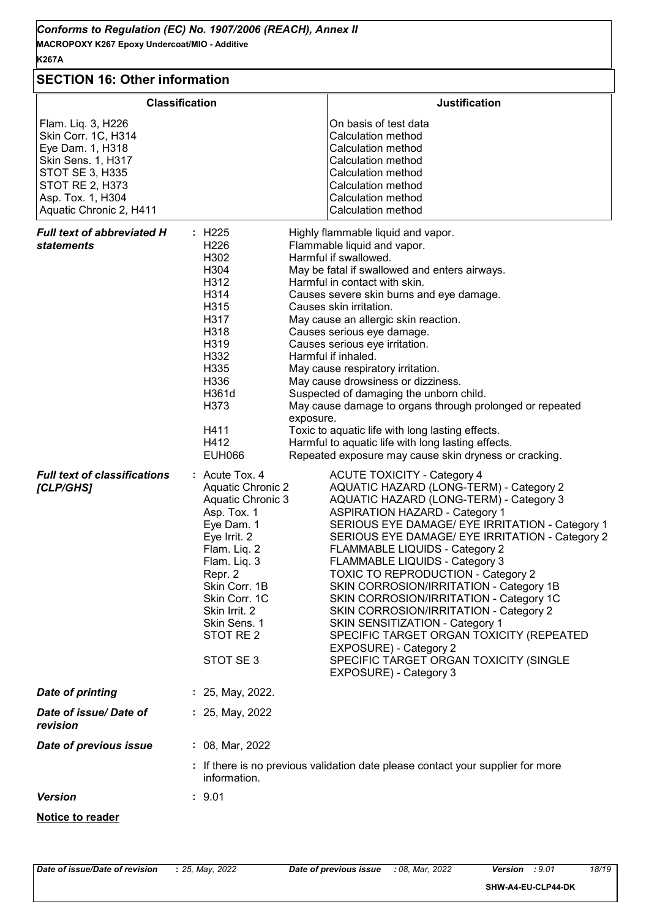## SECTION 16: Other information

| Classification | Justification |
| --- | --- |
| Flam. Liq. 3, H226 | On basis of test data |
| Skin Corr. 1C, H314 | Calculation method |
| Eye Dam. 1, H318 | Calculation method |
| Skin Sens. 1, H317 | Calculation method |
| STOT SE 3, H335 | Calculation method |
| STOT RE 2, H373 | Calculation method |
| Asp. Tox. 1, H304 | Calculation method |
| Aquatic Chronic 2, H411 | Calculation method |

***Full text of abbreviated H statements*** :

| | |
| --- | --- |
| H225 | Highly flammable liquid and vapor. |
| H226 | Flammable liquid and vapor. |
| H302 | Harmful if swallowed. |
| H304 | May be fatal if swallowed and enters airways. |
| H312 | Harmful in contact with skin. |
| H314 | Causes severe skin burns and eye damage. |
| H315 | Causes skin irritation. |
| H317 | May cause an allergic skin reaction. |
| H318 | Causes serious eye damage. |
| H319 | Causes serious eye irritation. |
| H332 | Harmful if inhaled. |
| H335 | May cause respiratory irritation. |
| H336 | May cause drowsiness or dizziness. |
| H361d | Suspected of damaging the unborn child. |
| H373 | May cause damage to organs through prolonged or repeated exposure. |
| H411 | Toxic to aquatic life with long lasting effects. |
| H412 | Harmful to aquatic life with long lasting effects. |
| EUH066 | Repeated exposure may cause skin dryness or cracking. |

***Full text of classifications [CLP/GHS]*** :

| | |
| --- | --- |
| Acute Tox. 4 | ACUTE TOXICITY - Category 4 |
| Aquatic Chronic 2 | AQUATIC HAZARD (LONG-TERM) - Category 2 |
| Aquatic Chronic 3 | AQUATIC HAZARD (LONG-TERM) - Category 3 |
| Asp. Tox. 1 | ASPIRATION HAZARD - Category 1 |
| Eye Dam. 1 | SERIOUS EYE DAMAGE/ EYE IRRITATION - Category 1 |
| Eye Irrit. 2 | SERIOUS EYE DAMAGE/ EYE IRRITATION - Category 2 |
| Flam. Liq. 2 | FLAMMABLE LIQUIDS - Category 2 |
| Flam. Liq. 3 | FLAMMABLE LIQUIDS - Category 3 |
| Repr. 2 | TOXIC TO REPRODUCTION - Category 2 |
| Skin Corr. 1B | SKIN CORROSION/IRRITATION - Category 1B |
| Skin Corr. 1C | SKIN CORROSION/IRRITATION - Category 1C |
| Skin Irrit. 2 | SKIN CORROSION/IRRITATION - Category 2 |
| Skin Sens. 1 | SKIN SENSITIZATION - Category 1 |
| STOT RE 2 | SPECIFIC TARGET ORGAN TOXICITY (REPEATED EXPOSURE) - Category 2 |
| STOT SE 3 | SPECIFIC TARGET ORGAN TOXICITY (SINGLE EXPOSURE) - Category 3 |

***Date of printing*** : 25, May, 2022.

***Date of issue/ Date of revision*** : 25, May, 2022

***Date of previous issue*** : 08, Mar, 2022

: If there is no previous validation date please contact your supplier for more information.

***Version*** : 9.01

**Notice to reader**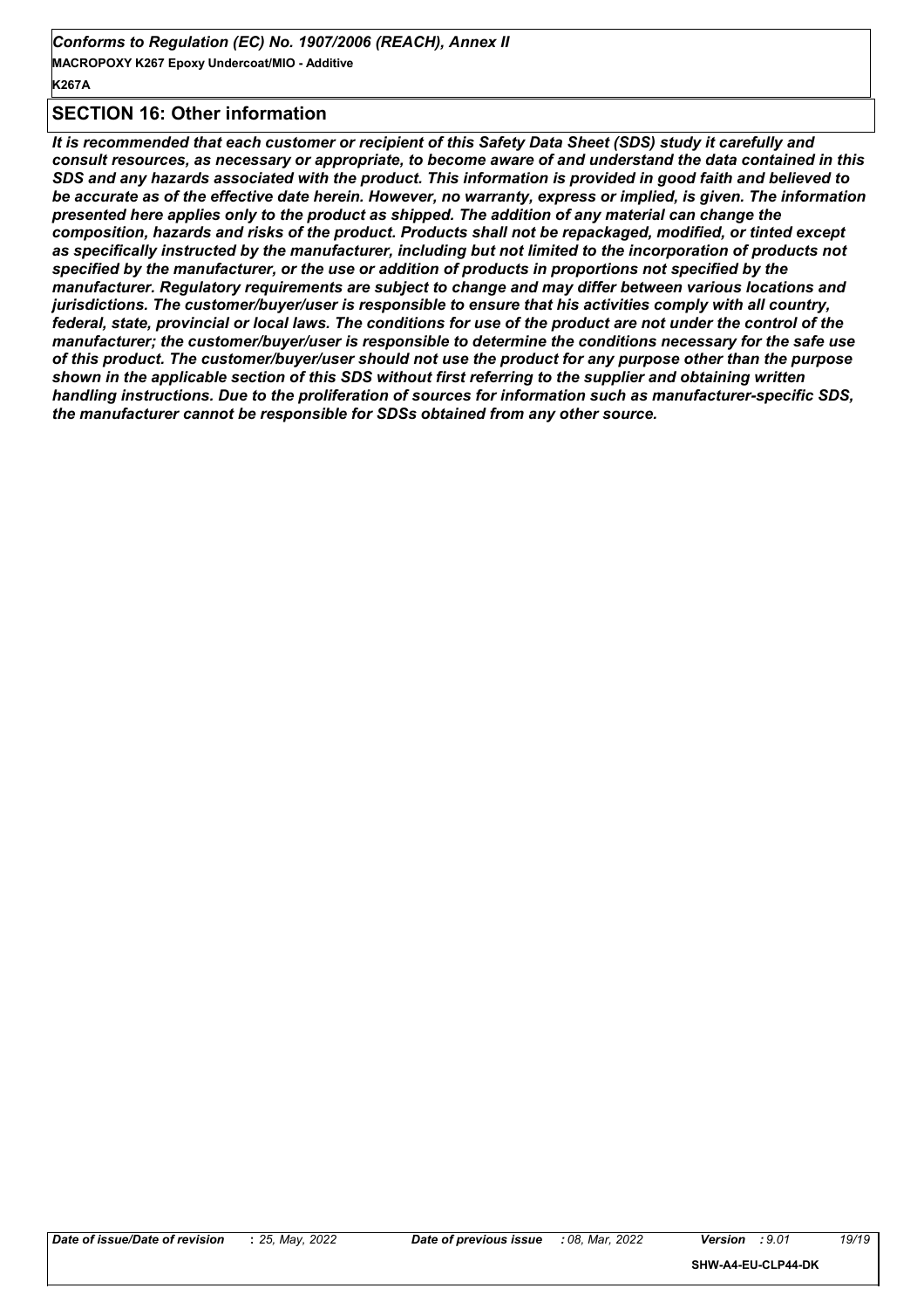## SECTION 16: Other information

***It is recommended that each customer or recipient of this Safety Data Sheet (SDS) study it carefully and consult resources, as necessary or appropriate, to become aware of and understand the data contained in this SDS and any hazards associated with the product. This information is provided in good faith and believed to be accurate as of the effective date herein. However, no warranty, express or implied, is given. The information presented here applies only to the product as shipped. The addition of any material can change the composition, hazards and risks of the product. Products shall not be repackaged, modified, or tinted except as specifically instructed by the manufacturer, including but not limited to the incorporation of products not specified by the manufacturer, or the use or addition of products in proportions not specified by the manufacturer. Regulatory requirements are subject to change and may differ between various locations and jurisdictions. The customer/buyer/user is responsible to ensure that his activities comply with all country, federal, state, provincial or local laws. The conditions for use of the product are not under the control of the manufacturer; the customer/buyer/user is responsible to determine the conditions necessary for the safe use of this product. The customer/buyer/user should not use the product for any purpose other than the purpose shown in the applicable section of this SDS without first referring to the supplier and obtaining written handling instructions. Due to the proliferation of sources for information such as manufacturer-specific SDS, the manufacturer cannot be responsible for SDSs obtained from any other source.***